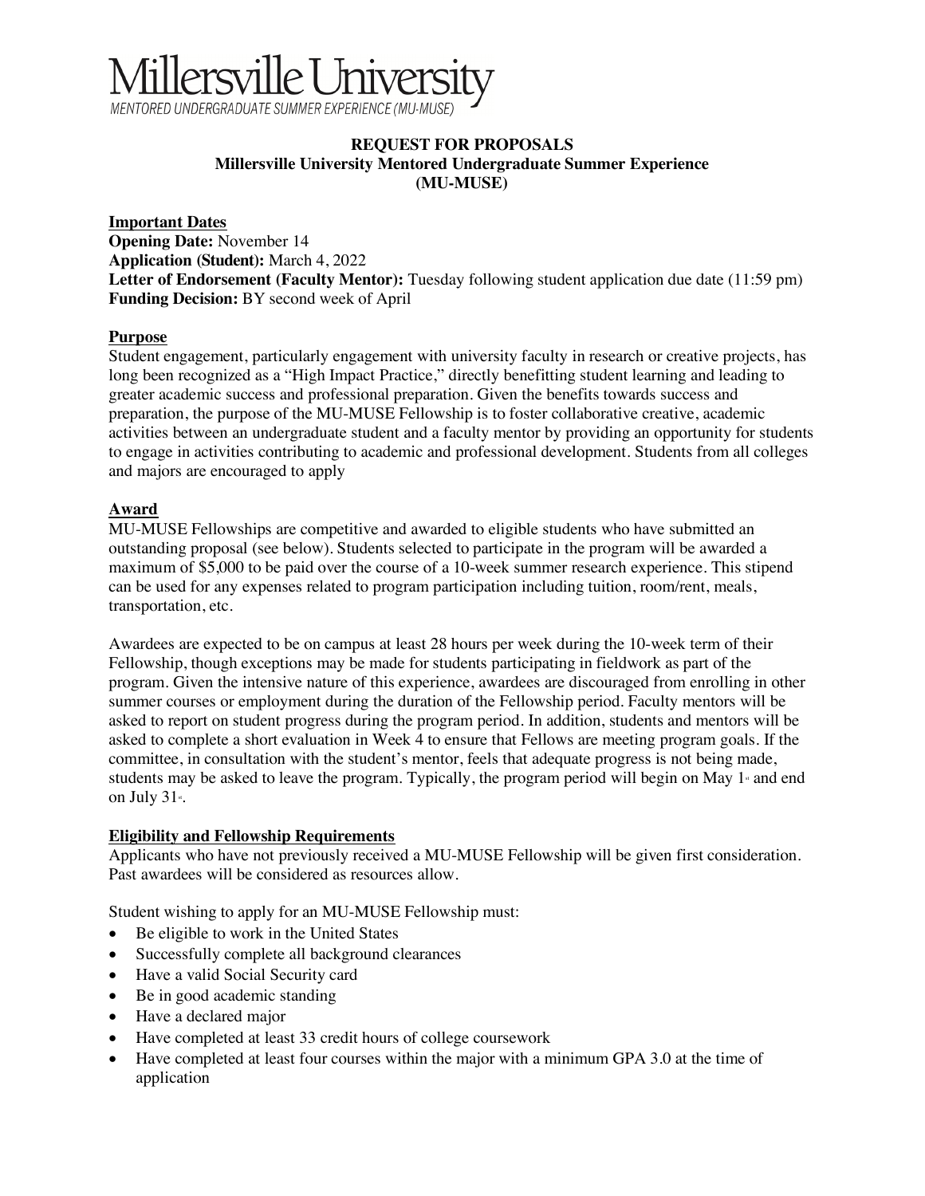# Millersville University

MENTORED UNDERGRADUATE SUMMER EXPERIENCE (MU-MUSE)

**REQUEST FOR PROPOSALS**
**Millersville University Mentored Undergraduate Summer Experience**
**(MU-MUSE)**

## Important Dates

**Opening Date:** November 14
**Application (Student):** March 4, 2022
**Letter of Endorsement (Faculty Mentor):** Tuesday following student application due date (11:59 pm)
**Funding Decision:** BY second week of April

## Purpose

Student engagement, particularly engagement with university faculty in research or creative projects, has long been recognized as a "High Impact Practice," directly benefitting student learning and leading to greater academic success and professional preparation. Given the benefits towards success and preparation, the purpose of the MU-MUSE Fellowship is to foster collaborative creative, academic activities between an undergraduate student and a faculty mentor by providing an opportunity for students to engage in activities contributing to academic and professional development. Students from all colleges and majors are encouraged to apply

## Award

MU-MUSE Fellowships are competitive and awarded to eligible students who have submitted an outstanding proposal (see below). Students selected to participate in the program will be awarded a maximum of $5,000 to be paid over the course of a 10-week summer research experience. This stipend can be used for any expenses related to program participation including tuition, room/rent, meals, transportation, etc.

Awardees are expected to be on campus at least 28 hours per week during the 10-week term of their Fellowship, though exceptions may be made for students participating in fieldwork as part of the program. Given the intensive nature of this experience, awardees are discouraged from enrolling in other summer courses or employment during the duration of the Fellowship period. Faculty mentors will be asked to report on student progress during the program period. In addition, students and mentors will be asked to complete a short evaluation in Week 4 to ensure that Fellows are meeting program goals. If the committee, in consultation with the student's mentor, feels that adequate progress is not being made, students may be asked to leave the program. Typically, the program period will begin on May 1st and end on July 31st.

## Eligibility and Fellowship Requirements

Applicants who have not previously received a MU-MUSE Fellowship will be given first consideration. Past awardees will be considered as resources allow.

Student wishing to apply for an MU-MUSE Fellowship must:

- Be eligible to work in the United States
- Successfully complete all background clearances
- Have a valid Social Security card
- Be in good academic standing
- Have a declared major
- Have completed at least 33 credit hours of college coursework
- Have completed at least four courses within the major with a minimum GPA 3.0 at the time of application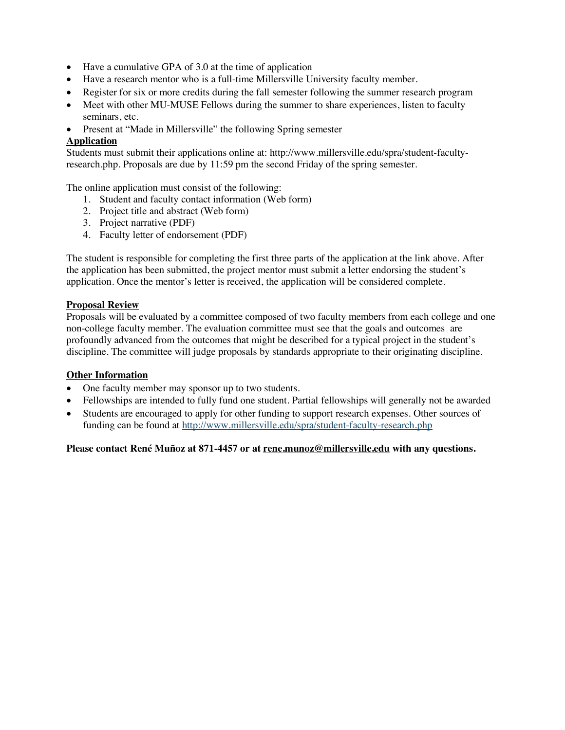- Have a cumulative GPA of 3.0 at the time of application
- Have a research mentor who is a full-time Millersville University faculty member.
- Register for six or more credits during the fall semester following the summer research program
- Meet with other MU-MUSE Fellows during the summer to share experiences, listen to faculty seminars, etc.
- Present at "Made in Millersville" the following Spring semester

**Application**

Students must submit their applications online at: http://www.millersville.edu/spra/student-faculty-research.php. Proposals are due by 11:59 pm the second Friday of the spring semester.

The online application must consist of the following:

1. Student and faculty contact information (Web form)
2. Project title and abstract (Web form)
3. Project narrative (PDF)
4. Faculty letter of endorsement (PDF)

The student is responsible for completing the first three parts of the application at the link above. After the application has been submitted, the project mentor must submit a letter endorsing the student's application. Once the mentor's letter is received, the application will be considered complete.

**Proposal Review**

Proposals will be evaluated by a committee composed of two faculty members from each college and one non-college faculty member. The evaluation committee must see that the goals and outcomes are profoundly advanced from the outcomes that might be described for a typical project in the student's discipline. The committee will judge proposals by standards appropriate to their originating discipline.

**Other Information**

- One faculty member may sponsor up to two students.
- Fellowships are intended to fully fund one student. Partial fellowships will generally not be awarded
- Students are encouraged to apply for other funding to support research expenses. Other sources of funding can be found at http://www.millersville.edu/spra/student-faculty-research.php

**Please contact René Muñoz at 871-4457 or at rene.munoz@millersville.edu with any questions.**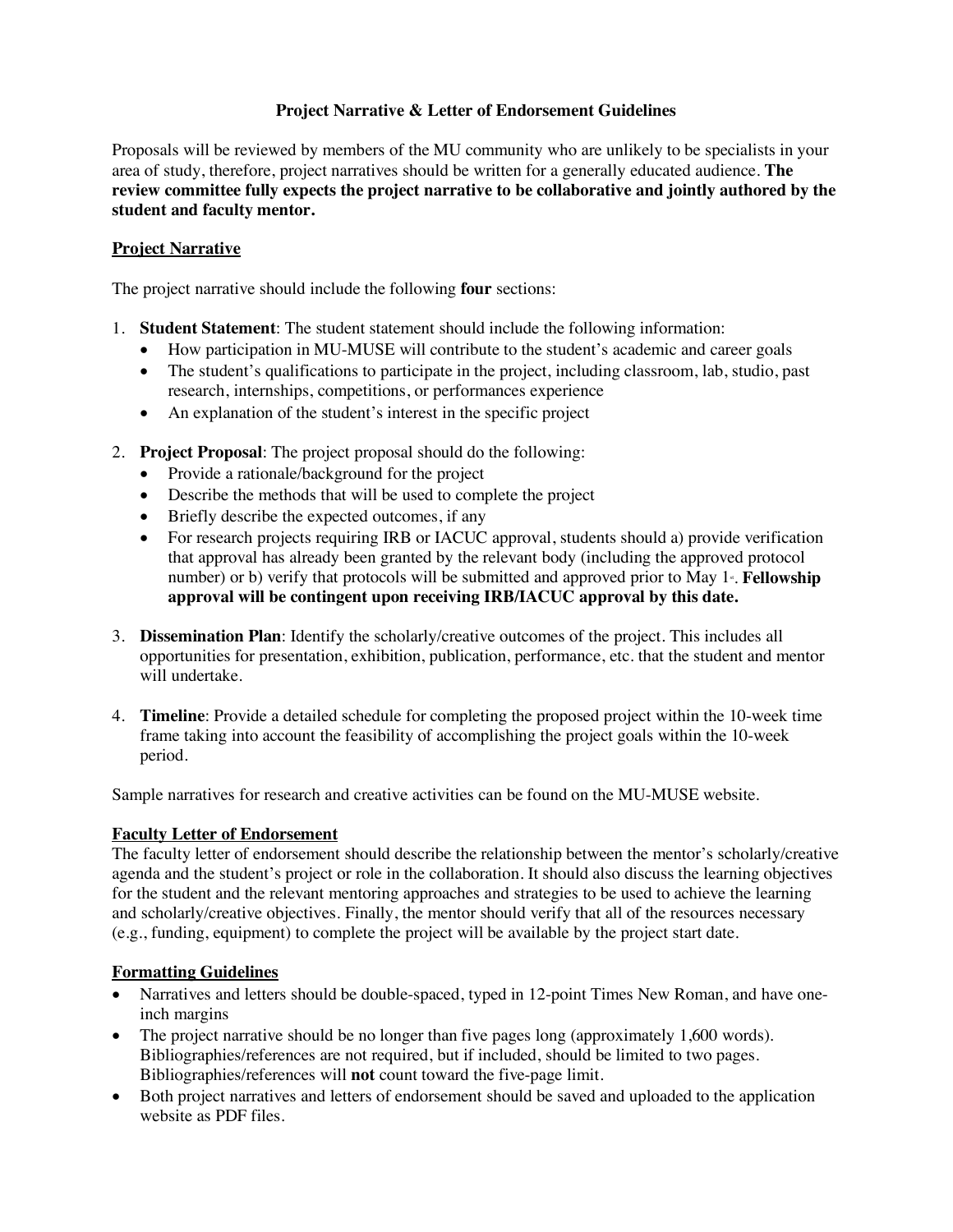# Project Narrative & Letter of Endorsement Guidelines

Proposals will be reviewed by members of the MU community who are unlikely to be specialists in your area of study, therefore, project narratives should be written for a generally educated audience. **The review committee fully expects the project narrative to be collaborative and jointly authored by the student and faculty mentor.**

## Project Narrative

The project narrative should include the following **four** sections:

1. **Student Statement**: The student statement should include the following information:
   - How participation in MU-MUSE will contribute to the student's academic and career goals
   - The student's qualifications to participate in the project, including classroom, lab, studio, past research, internships, competitions, or performances experience
   - An explanation of the student's interest in the specific project

2. **Project Proposal**: The project proposal should do the following:
   - Provide a rationale/background for the project
   - Describe the methods that will be used to complete the project
   - Briefly describe the expected outcomes, if any
   - For research projects requiring IRB or IACUC approval, students should a) provide verification that approval has already been granted by the relevant body (including the approved protocol number) or b) verify that protocols will be submitted and approved prior to May 1st. **Fellowship approval will be contingent upon receiving IRB/IACUC approval by this date.**

3. **Dissemination Plan**: Identify the scholarly/creative outcomes of the project. This includes all opportunities for presentation, exhibition, publication, performance, etc. that the student and mentor will undertake.

4. **Timeline**: Provide a detailed schedule for completing the proposed project within the 10-week time frame taking into account the feasibility of accomplishing the project goals within the 10-week period.

Sample narratives for research and creative activities can be found on the MU-MUSE website.

## Faculty Letter of Endorsement

The faculty letter of endorsement should describe the relationship between the mentor's scholarly/creative agenda and the student's project or role in the collaboration. It should also discuss the learning objectives for the student and the relevant mentoring approaches and strategies to be used to achieve the learning and scholarly/creative objectives. Finally, the mentor should verify that all of the resources necessary (e.g., funding, equipment) to complete the project will be available by the project start date.

## Formatting Guidelines

- Narratives and letters should be double-spaced, typed in 12-point Times New Roman, and have one-inch margins
- The project narrative should be no longer than five pages long (approximately 1,600 words). Bibliographies/references are not required, but if included, should be limited to two pages. Bibliographies/references will **not** count toward the five-page limit.
- Both project narratives and letters of endorsement should be saved and uploaded to the application website as PDF files.